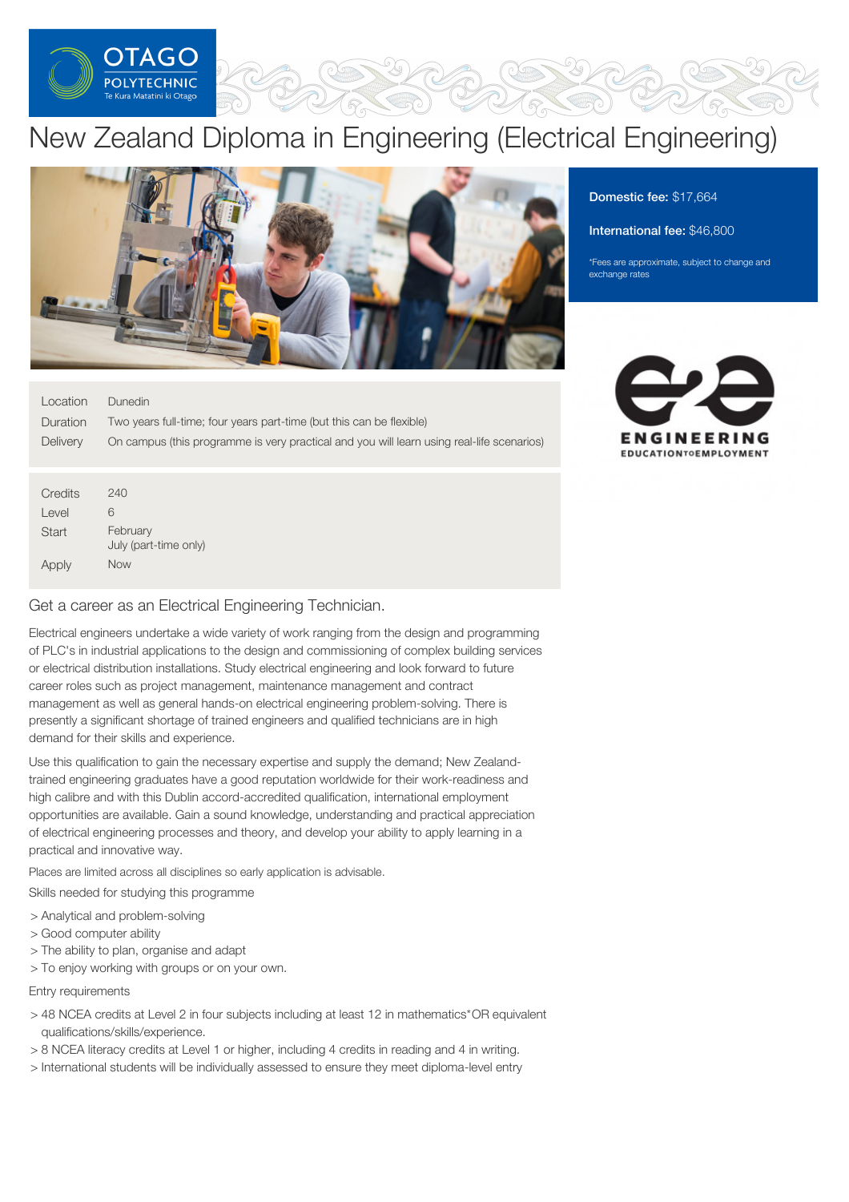# New Zealand Diploma in Engineering (Electrical Engineering)

**Domestic fee:** $17,664

**International fee:** $46,800

*Fees are approximate, subject to change and exchange rates

| | |
|---|---|
| Location | Dunedin |
| Duration | Two years full-time; four years part-time (but this can be flexible) |
| Delivery | On campus (this programme is very practical and you will learn using real-life scenarios) |

| | |
|---|---|
| Credits | 240 |
| Level | 6 |
| Start | February<br>July (part-time only) |
| Apply | Now |

## Get a career as an Electrical Engineering Technician.

Electrical engineers undertake a wide variety of work ranging from the design and programming of PLC's in industrial applications to the design and commissioning of complex building services or electrical distribution installations. Study electrical engineering and look forward to future career roles such as project management, maintenance management and contract management as well as general hands-on electrical engineering problem-solving. There is presently a significant shortage of trained engineers and qualified technicians are in high demand for their skills and experience.

Use this qualification to gain the necessary expertise and supply the demand; New Zealand-trained engineering graduates have a good reputation worldwide for their work-readiness and high calibre and with this Dublin accord-accredited qualification, international employment opportunities are available. Gain a sound knowledge, understanding and practical appreciation of electrical engineering processes and theory, and develop your ability to apply learning in a practical and innovative way.

Places are limited across all disciplines so early application is advisable.

Skills needed for studying this programme

> Analytical and problem-solving
> Good computer ability
> The ability to plan, organise and adapt
> To enjoy working with groups or on your own.

Entry requirements

> 48 NCEA credits at Level 2 in four subjects including at least 12 in mathematics*OR equivalent qualifications/skills/experience.
> 8 NCEA literacy credits at Level 1 or higher, including 4 credits in reading and 4 in writing.
> International students will be individually assessed to ensure they meet diploma-level entry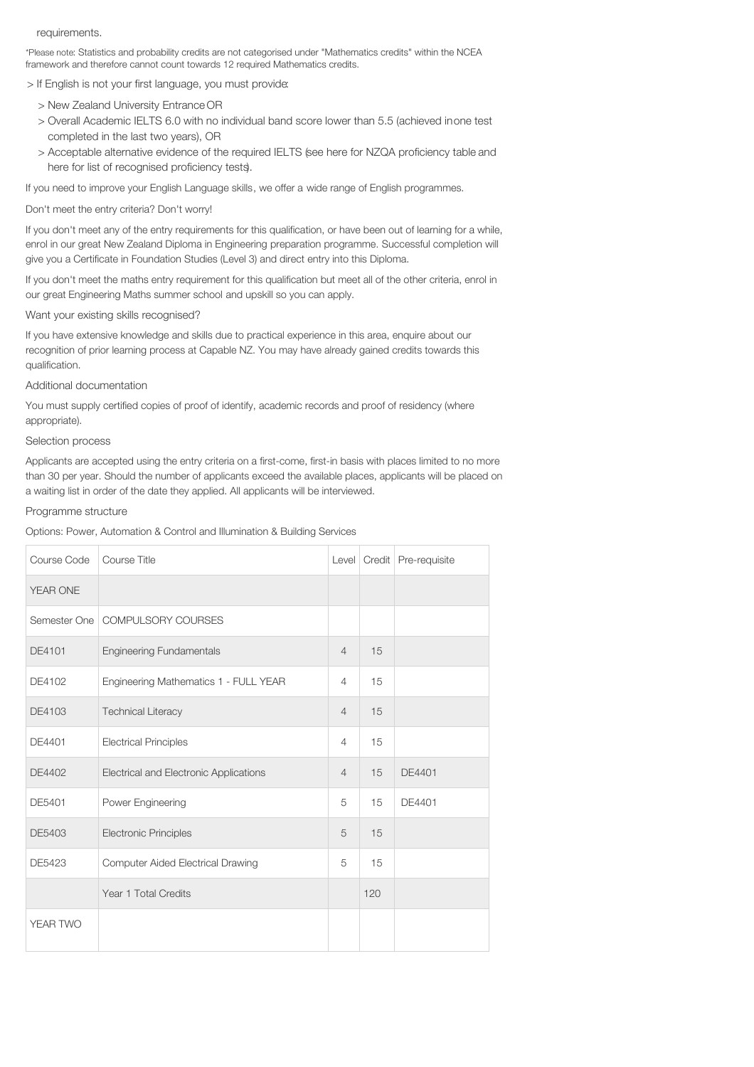requirements.

*Please note: Statistics and probability credits are not categorised under "Mathematics credits" within the NCEA framework and therefore cannot count towards 12 required Mathematics credits.

> If English is not your first language, you must provide:

> New Zealand University Entrance OR

> Overall Academic IELTS 6.0 with no individual band score lower than 5.5 (achieved in one test completed in the last two years), OR

> Acceptable alternative evidence of the required IELTS (see here for NZQA proficiency table and here for list of recognised proficiency tests).

If you need to improve your English Language skills, we offer a wide range of English programmes.

Don't meet the entry criteria? Don't worry!

If you don't meet any of the entry requirements for this qualification, or have been out of learning for a while, enrol in our great New Zealand Diploma in Engineering preparation programme. Successful completion will give you a Certificate in Foundation Studies (Level 3) and direct entry into this Diploma.

If you don't meet the maths entry requirement for this qualification but meet all of the other criteria, enrol in our great Engineering Maths summer school and upskill so you can apply.

Want your existing skills recognised?

If you have extensive knowledge and skills due to practical experience in this area, enquire about our recognition of prior learning process at Capable NZ. You may have already gained credits towards this qualification.

Additional documentation

You must supply certified copies of proof of identify, academic records and proof of residency (where appropriate).

Selection process

Applicants are accepted using the entry criteria on a first-come, first-in basis with places limited to no more than 30 per year. Should the number of applicants exceed the available places, applicants will be placed on a waiting list in order of the date they applied. All applicants will be interviewed.

Programme structure

Options: Power, Automation & Control and Illumination & Building Services

| Course Code | Course Title | Level | Credit | Pre-requisite |
|---|---|---|---|---|
| YEAR ONE | | | | |
| Semester One | COMPULSORY COURSES | | | |
| DE4101 | Engineering Fundamentals | 4 | 15 | |
| DE4102 | Engineering Mathematics 1 - FULL YEAR | 4 | 15 | |
| DE4103 | Technical Literacy | 4 | 15 | |
| DE4401 | Electrical Principles | 4 | 15 | |
| DE4402 | Electrical and Electronic Applications | 4 | 15 | DE4401 |
| DE5401 | Power Engineering | 5 | 15 | DE4401 |
| DE5403 | Electronic Principles | 5 | 15 | |
| DE5423 | Computer Aided Electrical Drawing | 5 | 15 | |
| | Year 1 Total Credits | | 120 | |
| YEAR TWO | | | | |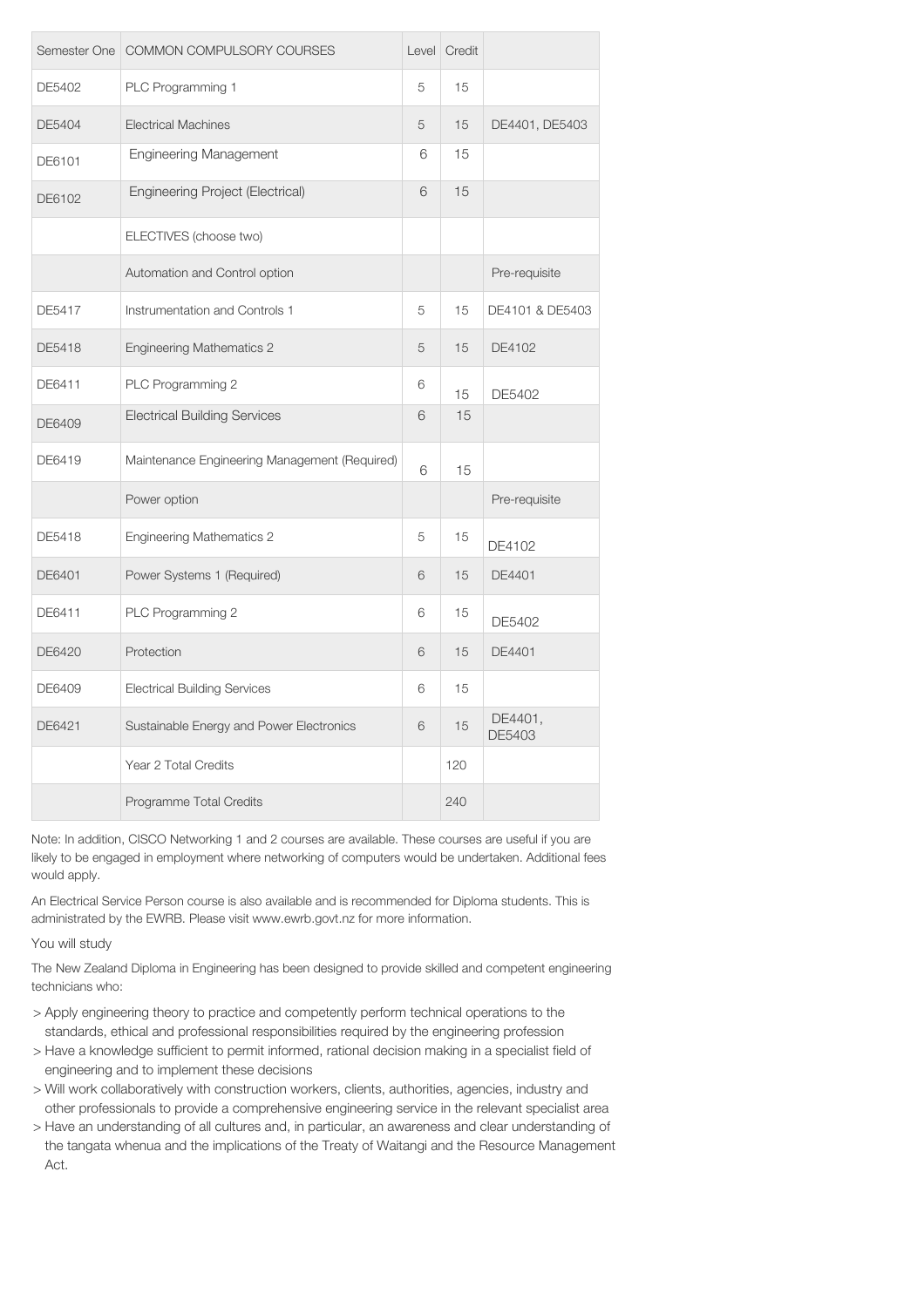| Semester One | COMMON COMPULSORY COURSES | Level | Credit | |
|---|---|---|---|---|
| DE5402 | PLC Programming 1 | 5 | 15 | |
| DE5404 | Electrical Machines | 5 | 15 | DE4401, DE5403 |
| DE6101 | Engineering Management | 6 | 15 | |
| DE6102 | Engineering Project (Electrical) | 6 | 15 | |
| | ELECTIVES (choose two) | | | |
| | Automation and Control option | | | Pre-requisite |
| DE5417 | Instrumentation and Controls 1 | 5 | 15 | DE4101 & DE5403 |
| DE5418 | Engineering Mathematics 2 | 5 | 15 | DE4102 |
| DE6411 | PLC Programming 2 | 6 | 15 | DE5402 |
| DE6409 | Electrical Building Services | 6 | 15 | |
| DE6419 | Maintenance Engineering Management (Required) | 6 | 15 | |
| | Power option | | | Pre-requisite |
| DE5418 | Engineering Mathematics 2 | 5 | 15 | DE4102 |
| DE6401 | Power Systems 1 (Required) | 6 | 15 | DE4401 |
| DE6411 | PLC Programming 2 | 6 | 15 | DE5402 |
| DE6420 | Protection | 6 | 15 | DE4401 |
| DE6409 | Electrical Building Services | 6 | 15 | |
| DE6421 | Sustainable Energy and Power Electronics | 6 | 15 | DE4401, DE5403 |
| | Year 2 Total Credits | | 120 | |
| | Programme Total Credits | | 240 | |

Note: In addition, CISCO Networking 1 and 2 courses are available. These courses are useful if you are likely to be engaged in employment where networking of computers would be undertaken. Additional fees would apply.

An Electrical Service Person course is also available and is recommended for Diploma students. This is administrated by the EWRB. Please visit www.ewrb.govt.nz for more information.

You will study

The New Zealand Diploma in Engineering has been designed to provide skilled and competent engineering technicians who:

> Apply engineering theory to practice and competently perform technical operations to the standards, ethical and professional responsibilities required by the engineering profession

> Have a knowledge sufficient to permit informed, rational decision making in a specialist field of engineering and to implement these decisions

> Will work collaboratively with construction workers, clients, authorities, agencies, industry and other professionals to provide a comprehensive engineering service in the relevant specialist area

> Have an understanding of all cultures and, in particular, an awareness and clear understanding of the tangata whenua and the implications of the Treaty of Waitangi and the Resource Management Act.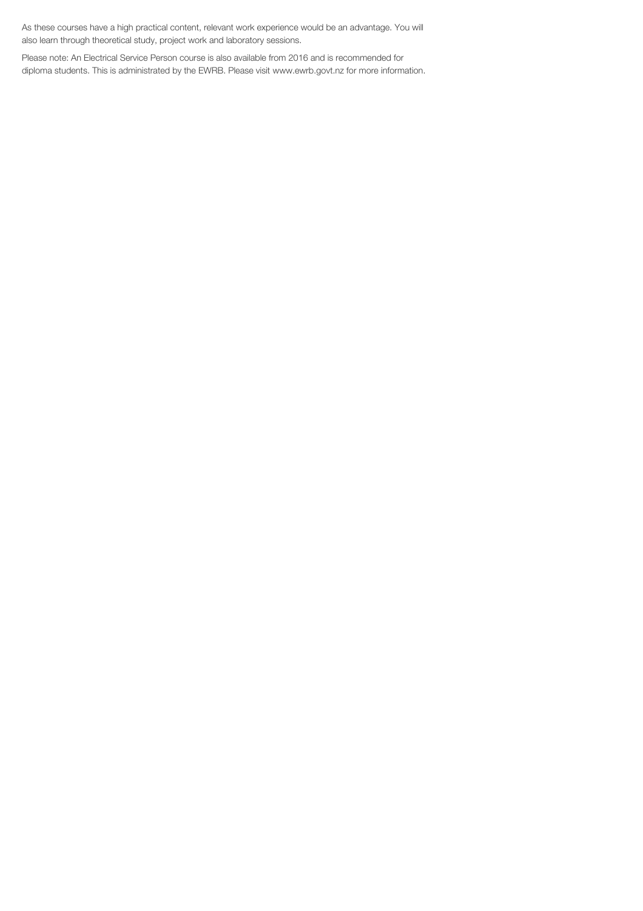As these courses have a high practical content, relevant work experience would be an advantage. You will also learn through theoretical study, project work and laboratory sessions.

Please note: An Electrical Service Person course is also available from 2016 and is recommended for diploma students. This is administrated by the EWRB. Please visit www.ewrb.govt.nz for more information.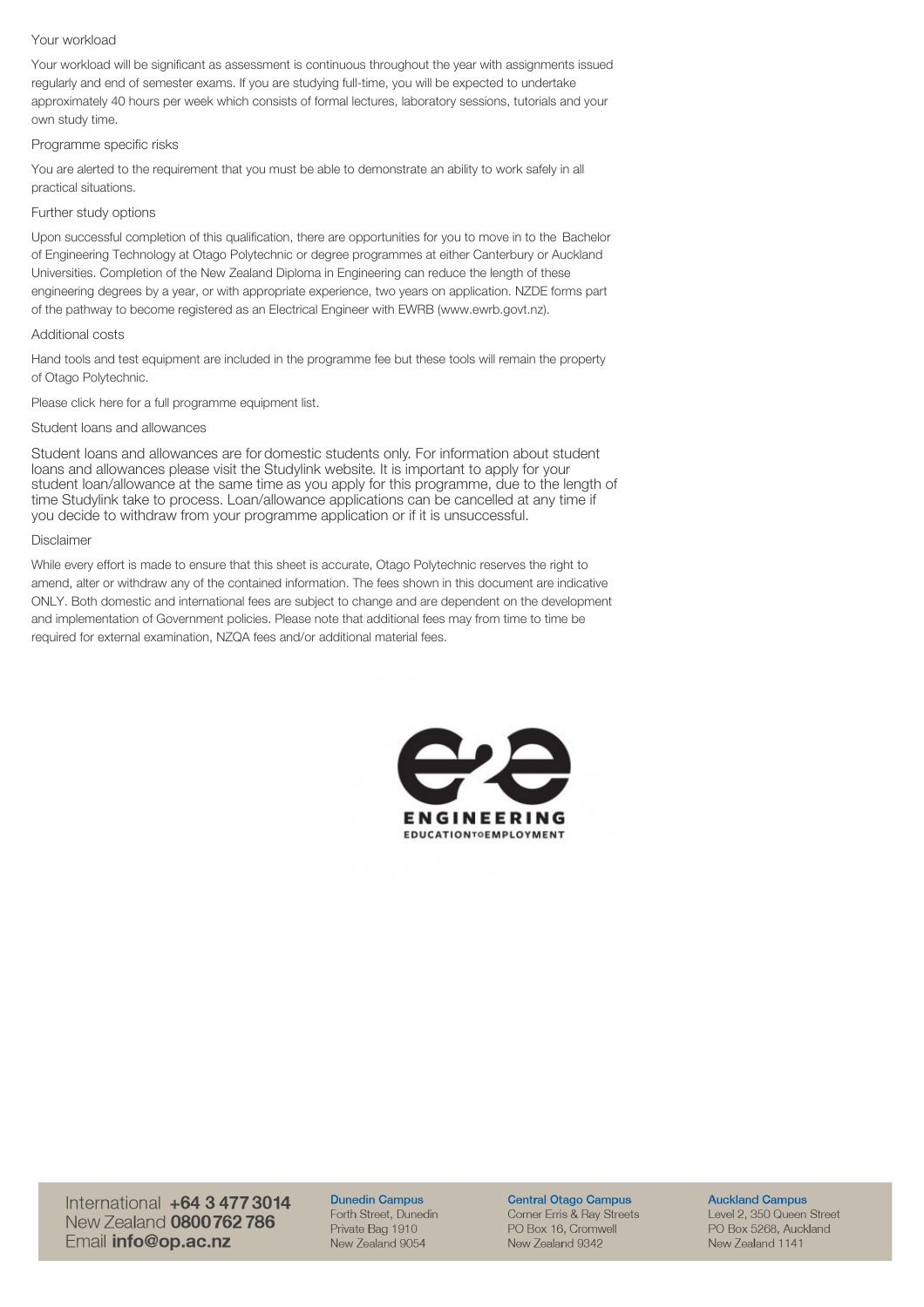## Your workload

Your workload will be significant as assessment is continuous throughout the year with assignments issued regularly and end of semester exams. If you are studying full-time, you will be expected to undertake approximately 40 hours per week which consists of formal lectures, laboratory sessions, tutorials and your own study time.

## Programme specific risks

You are alerted to the requirement that you must be able to demonstrate an ability to work safely in all practical situations.

## Further study options

Upon successful completion of this qualification, there are opportunities for you to move in to the Bachelor of Engineering Technology at Otago Polytechnic or degree programmes at either Canterbury or Auckland Universities. Completion of the New Zealand Diploma in Engineering can reduce the length of these engineering degrees by a year, or with appropriate experience, two years on application. NZDE forms part of the pathway to become registered as an Electrical Engineer with EWRB (www.ewrb.govt.nz).

## Additional costs

Hand tools and test equipment are included in the programme fee but these tools will remain the property of Otago Polytechnic.

Please click here for a full programme equipment list.

## Student loans and allowances

Student loans and allowances are for domestic students only. For information about student loans and allowances please visit the Studylink website. It is important to apply for your student loan/allowance at the same time as you apply for this programme, due to the length of time Studylink take to process. Loan/allowance applications can be cancelled at any time if you decide to withdraw from your programme application or if it is unsuccessful.

## Disclaimer

While every effort is made to ensure that this sheet is accurate, Otago Polytechnic reserves the right to amend, alter or withdraw any of the contained information. The fees shown in this document are indicative ONLY. Both domestic and international fees are subject to change and are dependent on the development and implementation of Government policies. Please note that additional fees may from time to time be required for external examination, NZQA fees and/or additional material fees.

e2e ENGINEERING
EDUCATION TO EMPLOYMENT

International **+64 3 477 3014**
New Zealand **0800 762 786**
Email **info@op.ac.nz**

**Dunedin Campus**
Forth Street, Dunedin
Private Bag 1910
New Zealand 9054

**Central Otago Campus**
Corner Erris & Ray Streets
PO Box 16, Cromwell
New Zealand 9342

**Auckland Campus**
Level 2, 350 Queen Street
PO Box 5268, Auckland
New Zealand 1141